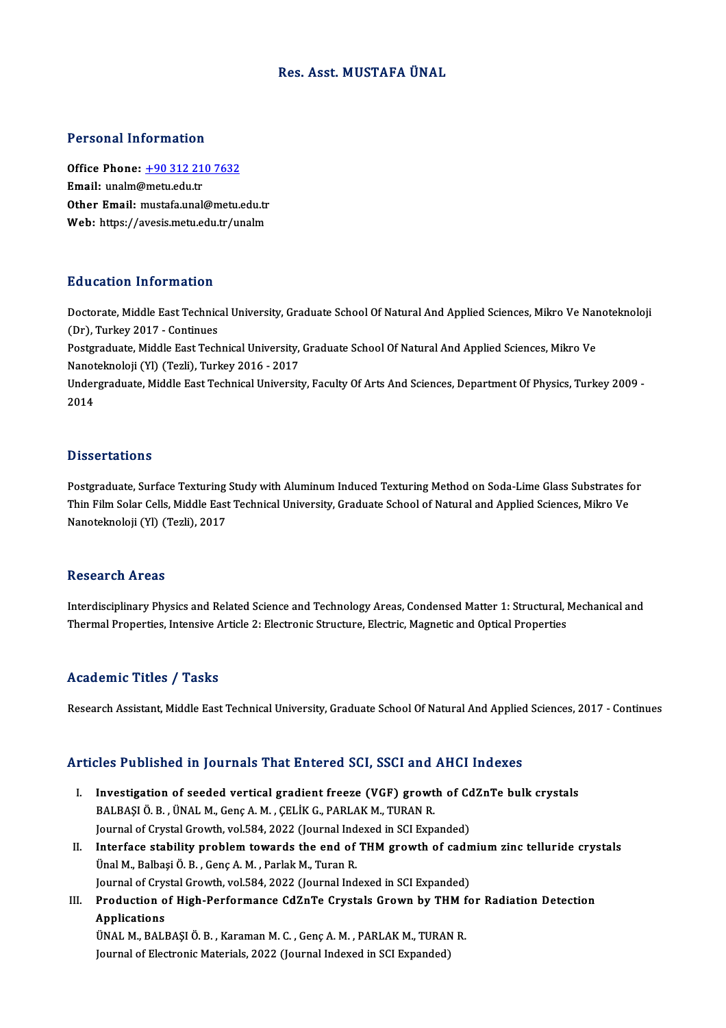# Res. Asst. MUSTAFA ÜNAL

## Personal Information

**Office Phone:** +90 312 210 7632
**Email:** unalm@metu.edu.tr
**Other Email:** mustafa.unal@metu.edu.tr
**Web:** https://avesis.metu.edu.tr/unalm

## Education Information

Doctorate, Middle East Technical University, Graduate School Of Natural And Applied Sciences, Mikro Ve Nanoteknoloji (Dr), Turkey 2017 - Continues
Postgraduate, Middle East Technical University, Graduate School Of Natural And Applied Sciences, Mikro Ve Nanoteknoloji (Yl) (Tezli), Turkey 2016 - 2017
Undergraduate, Middle East Technical University, Faculty Of Arts And Sciences, Department Of Physics, Turkey 2009 - 2014

## Dissertations

Postgraduate, Surface Texturing Study with Aluminum Induced Texturing Method on Soda-Lime Glass Substrates for Thin Film Solar Cells, Middle East Technical University, Graduate School of Natural and Applied Sciences, Mikro Ve Nanoteknoloji (Yl) (Tezli), 2017

## Research Areas

Interdisciplinary Physics and Related Science and Technology Areas, Condensed Matter 1: Structural, Mechanical and Thermal Properties, Intensive Article 2: Electronic Structure, Electric, Magnetic and Optical Properties

## Academic Titles / Tasks

Research Assistant, Middle East Technical University, Graduate School Of Natural And Applied Sciences, 2017 - Continues

## Articles Published in Journals That Entered SCI, SSCI and AHCI Indexes

I. **Investigation of seeded vertical gradient freeze (VGF) growth of CdZnTe bulk crystals**
BALBAŞI Ö. B. , ÜNAL M., Genç A. M. , ÇELİK G., PARLAK M., TURAN R.
Journal of Crystal Growth, vol.584, 2022 (Journal Indexed in SCI Expanded)

II. **Interface stability problem towards the end of THM growth of cadmium zinc telluride crystals**
Ünal M., Balbaşi Ö. B. , Genç A. M. , Parlak M., Turan R.
Journal of Crystal Growth, vol.584, 2022 (Journal Indexed in SCI Expanded)

III. **Production of High-Performance CdZnTe Crystals Grown by THM for Radiation Detection Applications**
ÜNAL M., BALBAŞI Ö. B. , Karaman M. C. , Genç A. M. , PARLAK M., TURAN R.
Journal of Electronic Materials, 2022 (Journal Indexed in SCI Expanded)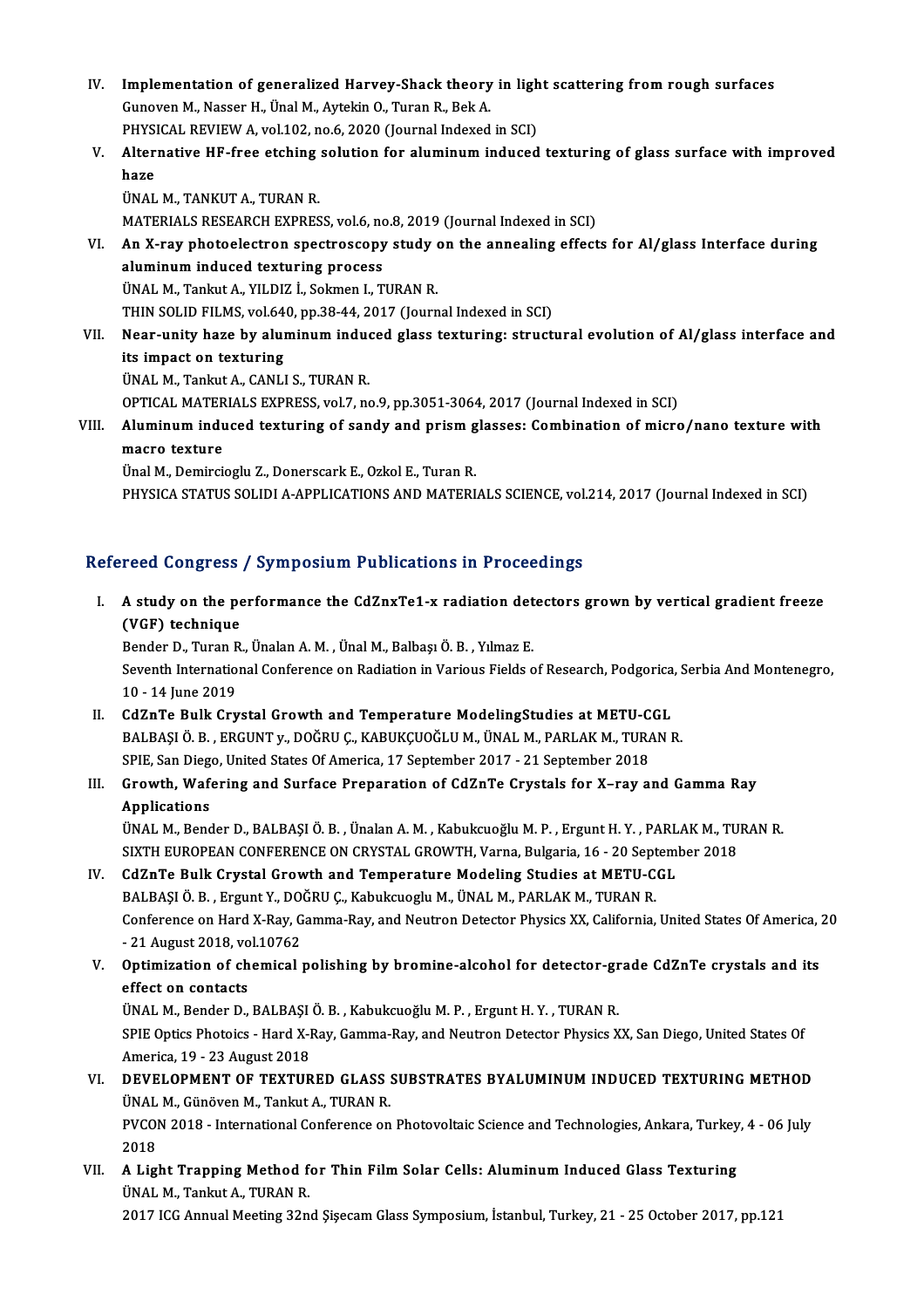IV. **Implementation of generalized Harvey-Shack theory in light scattering from rough surfaces**
Gunoven M., Nasser H., Ünal M., Aytekin O., Turan R., Bek A.
PHYSICAL REVIEW A, vol.102, no.6, 2020 (Journal Indexed in SCI)

V. **Alternative HF-free etching solution for aluminum induced texturing of glass surface with improved haze**
ÜNAL M., TANKUT A., TURAN R.
MATERIALS RESEARCH EXPRESS, vol.6, no.8, 2019 (Journal Indexed in SCI)

VI. **An X-ray photoelectron spectroscopy study on the annealing effects for Al/glass Interface during aluminum induced texturing process**
ÜNAL M., Tankut A., YILDIZ İ., Sokmen I., TURAN R.
THIN SOLID FILMS, vol.640, pp.38-44, 2017 (Journal Indexed in SCI)

VII. **Near-unity haze by aluminum induced glass texturing: structural evolution of Al/glass interface and its impact on texturing**
ÜNAL M., Tankut A., CANLI S., TURAN R.
OPTICAL MATERIALS EXPRESS, vol.7, no.9, pp.3051-3064, 2017 (Journal Indexed in SCI)

VIII. **Aluminum induced texturing of sandy and prism glasses: Combination of micro/nano texture with macro texture**
Ünal M., Demircioglu Z., Donerscark E., Ozkol E., Turan R.
PHYSICA STATUS SOLIDI A-APPLICATIONS AND MATERIALS SCIENCE, vol.214, 2017 (Journal Indexed in SCI)

## Refereed Congress / Symposium Publications in Proceedings

I. **A study on the performance the CdZnxTe1-x radiation detectors grown by vertical gradient freeze (VGF) technique**
Bender D., Turan R., Ünalan A. M. , Ünal M., Balbaşı Ö. B. , Yılmaz E.
Seventh International Conference on Radiation in Various Fields of Research, Podgorica, Serbia And Montenegro, 10 - 14 June 2019

II. **CdZnTe Bulk Crystal Growth and Temperature ModelingStudies at METU-CGL**
BALBAŞI Ö. B. , ERGUNT y., DOĞRU Ç., KABUKÇUOĞLU M., ÜNAL M., PARLAK M., TURAN R.
SPIE, San Diego, United States Of America, 17 September 2017 - 21 September 2018

III. **Growth, Wafering and Surface Preparation of CdZnTe Crystals for X–ray and Gamma Ray Applications**
ÜNAL M., Bender D., BALBAŞI Ö. B. , Ünalan A. M. , Kabukcuoğlu M. P. , Ergunt H. Y. , PARLAK M., TURAN R.
SIXTH EUROPEAN CONFERENCE ON CRYSTAL GROWTH, Varna, Bulgaria, 16 - 20 September 2018

IV. **CdZnTe Bulk Crystal Growth and Temperature Modeling Studies at METU-CGL**
BALBAŞI Ö. B. , Ergunt Y., DOĞRU Ç., Kabukcuoglu M., ÜNAL M., PARLAK M., TURAN R.
Conference on Hard X-Ray, Gamma-Ray, and Neutron Detector Physics XX, California, United States Of America, 20 - 21 August 2018, vol.10762

V. **Optimization of chemical polishing by bromine-alcohol for detector-grade CdZnTe crystals and its effect on contacts**
ÜNAL M., Bender D., BALBAŞI Ö. B. , Kabukcuoğlu M. P. , Ergunt H. Y. , TURAN R.
SPIE Optics Photoics - Hard X-Ray, Gamma-Ray, and Neutron Detector Physics XX, San Diego, United States Of America, 19 - 23 August 2018

VI. **DEVELOPMENT OF TEXTURED GLASS SUBSTRATES BYALUMINUM INDUCED TEXTURING METHOD**
ÜNAL M., Günöven M., Tankut A., TURAN R.
PVCON 2018 - International Conference on Photovoltaic Science and Technologies, Ankara, Turkey, 4 - 06 July 2018

VII. **A Light Trapping Method for Thin Film Solar Cells: Aluminum Induced Glass Texturing**
ÜNAL M., Tankut A., TURAN R.
2017 ICG Annual Meeting 32nd Şişecam Glass Symposium, İstanbul, Turkey, 21 - 25 October 2017, pp.121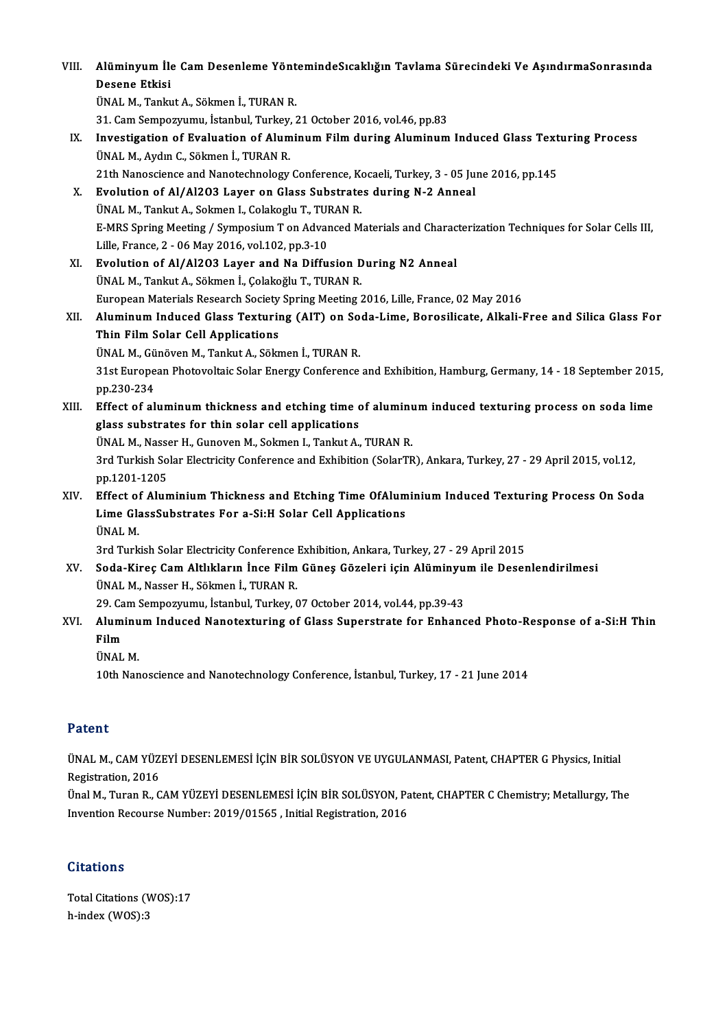VIII. **Alüminyum İle Cam Desenleme YöntemindeSıcaklığın Tavlama Sürecindeki Ve AşındırmaSonrasında Desene Etkisi**
ÜNAL M., Tankut A., Sökmen İ., TURAN R.
31. Cam Sempozyumu, İstanbul, Turkey, 21 October 2016, vol.46, pp.83

IX. **Investigation of Evaluation of Aluminum Film during Aluminum Induced Glass Texturing Process**
ÜNAL M., Aydın C., Sökmen İ., TURAN R.
21th Nanoscience and Nanotechnology Conference, Kocaeli, Turkey, 3 - 05 June 2016, pp.145

X. **Evolution of Al/Al2O3 Layer on Glass Substrates during N-2 Anneal**
ÜNAL M., Tankut A., Sokmen I., Colakoglu T., TURAN R.
E-MRS Spring Meeting / Symposium T on Advanced Materials and Characterization Techniques for Solar Cells III, Lille, France, 2 - 06 May 2016, vol.102, pp.3-10

XI. **Evolution of Al/Al2O3 Layer and Na Diffusion During N2 Anneal**
ÜNAL M., Tankut A., Sökmen İ., Çolakoğlu T., TURAN R.
European Materials Research Society Spring Meeting 2016, Lille, France, 02 May 2016

XII. **Aluminum Induced Glass Texturing (AIT) on Soda-Lime, Borosilicate, Alkali-Free and Silica Glass For Thin Film Solar Cell Applications**
ÜNAL M., Günöven M., Tankut A., Sökmen İ., TURAN R.
31st European Photovoltaic Solar Energy Conference and Exhibition, Hamburg, Germany, 14 - 18 September 2015, pp.230-234

XIII. **Effect of aluminum thickness and etching time of aluminum induced texturing process on soda lime glass substrates for thin solar cell applications**
ÜNAL M., Nasser H., Gunoven M., Sokmen I., Tankut A., TURAN R.
3rd Turkish Solar Electricity Conference and Exhibition (SolarTR), Ankara, Turkey, 27 - 29 April 2015, vol.12, pp.1201-1205

XIV. **Effect of Aluminium Thickness and Etching Time OfAluminium Induced Texturing Process On Soda Lime GlassSubstrates For a-Si:H Solar Cell Applications**
ÜNAL M.
3rd Turkish Solar Electricity Conference Exhibition, Ankara, Turkey, 27 - 29 April 2015

XV. **Soda-Kireç Cam Altlıkların İnce Film Güneş Gözeleri için Alüminyum ile Desenlendirilmesi**
ÜNAL M., Nasser H., Sökmen İ., TURAN R.
29. Cam Sempozyumu, İstanbul, Turkey, 07 October 2014, vol.44, pp.39-43

XVI. **Aluminum Induced Nanotexturing of Glass Superstrate for Enhanced Photo-Response of a-Si:H Thin Film**
ÜNAL M.
10th Nanoscience and Nanotechnology Conference, İstanbul, Turkey, 17 - 21 June 2014

## Patent

ÜNAL M., CAM YÜZEYİ DESENLEMESİ İÇİN BİR SOLÜSYON VE UYGULANMASI, Patent, CHAPTER G Physics, Initial Registration, 2016

Ünal M., Turan R., CAM YÜZEYİ DESENLEMESİ İÇİN BİR SOLÜSYON, Patent, CHAPTER C Chemistry; Metallurgy, The Invention Recourse Number: 2019/01565 , Initial Registration, 2016

## Citations

Total Citations (WOS):17
h-index (WOS):3